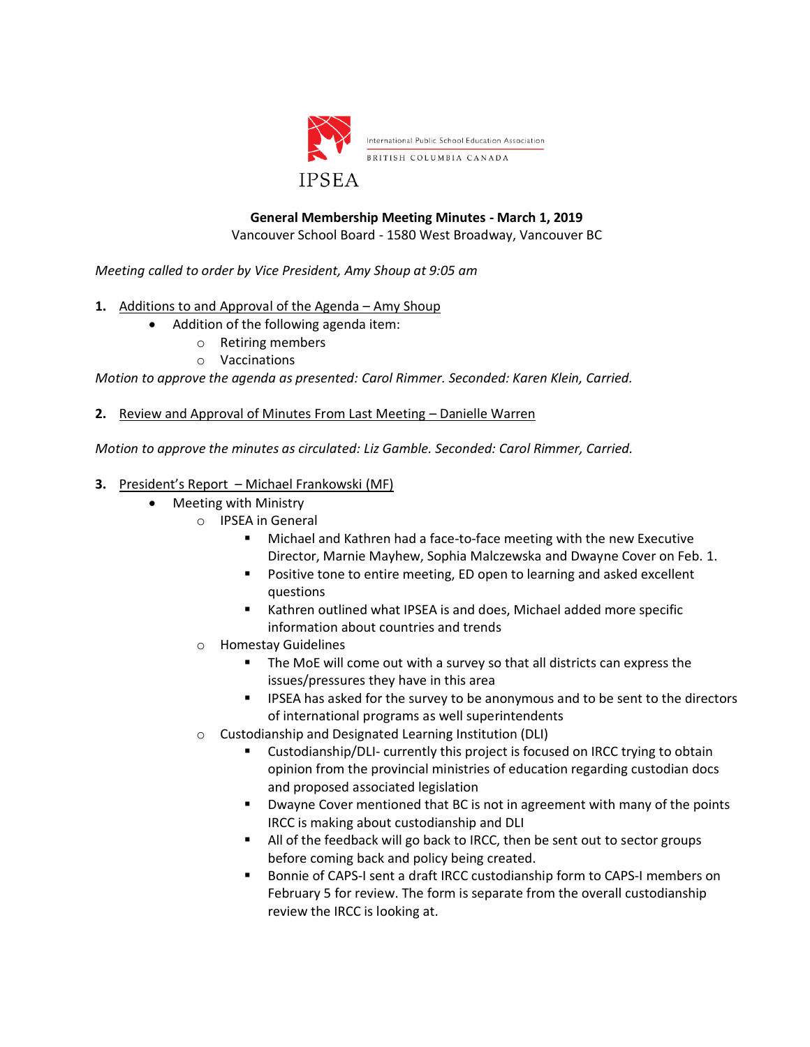IPSEA

International Public School Education Association

BRITISH COLUMBIA CANADA

**General Membership Meeting Minutes - March 1, 2019**

Vancouver School Board - 1580 West Broadway, Vancouver BC

*Meeting called to order by Vice President, Amy Shoup at 9:05 am*

1. Additions to and Approval of the Agenda – Amy Shoup
    - Addition of the following agenda item:
        - Retiring members
        - Vaccinations

*Motion to approve the agenda as presented: Carol Rimmer. Seconded: Karen Klein, Carried.*

2. Review and Approval of Minutes From Last Meeting – Danielle Warren

*Motion to approve the minutes as circulated: Liz Gamble. Seconded: Carol Rimmer, Carried.*

3. President's Report – Michael Frankowski (MF)
    - Meeting with Ministry
        - IPSEA in General
            - Michael and Kathren had a face-to-face meeting with the new Executive Director, Marnie Mayhew, Sophia Malczewska and Dwayne Cover on Feb. 1.
            - Positive tone to entire meeting, ED open to learning and asked excellent questions
            - Kathren outlined what IPSEA is and does, Michael added more specific information about countries and trends
        - Homestay Guidelines
            - The MoE will come out with a survey so that all districts can express the issues/pressures they have in this area
            - IPSEA has asked for the survey to be anonymous and to be sent to the directors of international programs as well superintendents
        - Custodianship and Designated Learning Institution (DLI)
            - Custodianship/DLI- currently this project is focused on IRCC trying to obtain opinion from the provincial ministries of education regarding custodian docs and proposed associated legislation
            - Dwayne Cover mentioned that BC is not in agreement with many of the points IRCC is making about custodianship and DLI
            - All of the feedback will go back to IRCC, then be sent out to sector groups before coming back and policy being created.
            - Bonnie of CAPS-I sent a draft IRCC custodianship form to CAPS-I members on February 5 for review. The form is separate from the overall custodianship review the IRCC is looking at.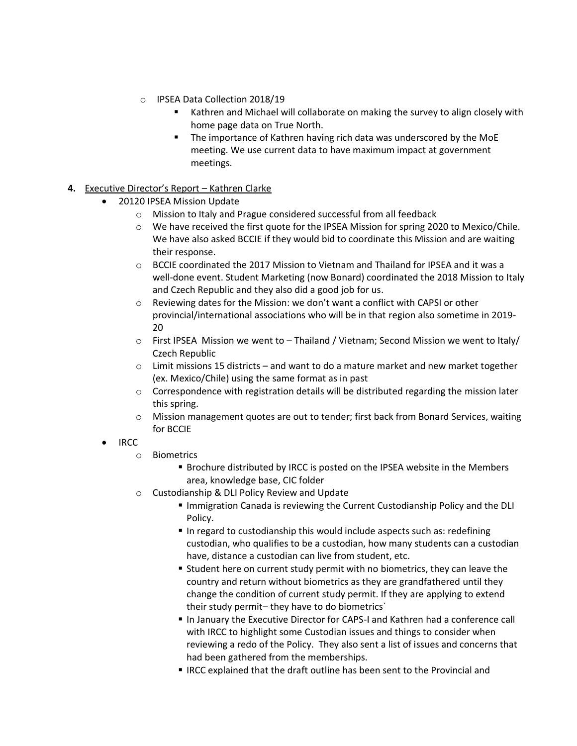- IPSEA Data Collection 2018/19
  - Kathren and Michael will collaborate on making the survey to align closely with home page data on True North.
  - The importance of Kathren having rich data was underscored by the MoE meeting. We use current data to have maximum impact at government meetings.

**4.** Executive Director's Report – Kathren Clarke

- 20120 IPSEA Mission Update
  - Mission to Italy and Prague considered successful from all feedback
  - We have received the first quote for the IPSEA Mission for spring 2020 to Mexico/Chile. We have also asked BCCIE if they would bid to coordinate this Mission and are waiting their response.
  - BCCIE coordinated the 2017 Mission to Vietnam and Thailand for IPSEA and it was a well-done event. Student Marketing (now Bonard) coordinated the 2018 Mission to Italy and Czech Republic and they also did a good job for us.
  - Reviewing dates for the Mission: we don't want a conflict with CAPSI or other provincial/international associations who will be in that region also sometime in 2019-20
  - First IPSEA Mission we went to – Thailand / Vietnam; Second Mission we went to Italy/ Czech Republic
  - Limit missions 15 districts – and want to do a mature market and new market together (ex. Mexico/Chile) using the same format as in past
  - Correspondence with registration details will be distributed regarding the mission later this spring.
  - Mission management quotes are out to tender; first back from Bonard Services, waiting for BCCIE
- IRCC
  - Biometrics
    - Brochure distributed by IRCC is posted on the IPSEA website in the Members area, knowledge base, CIC folder
  - Custodianship & DLI Policy Review and Update
    - Immigration Canada is reviewing the Current Custodianship Policy and the DLI Policy.
    - In regard to custodianship this would include aspects such as: redefining custodian, who qualifies to be a custodian, how many students can a custodian have, distance a custodian can live from student, etc.
    - Student here on current study permit with no biometrics, they can leave the country and return without biometrics as they are grandfathered until they change the condition of current study permit. If they are applying to extend their study permit– they have to do biometrics`
    - In January the Executive Director for CAPS-I and Kathren had a conference call with IRCC to highlight some Custodian issues and things to consider when reviewing a redo of the Policy. They also sent a list of issues and concerns that had been gathered from the memberships.
    - IRCC explained that the draft outline has been sent to the Provincial and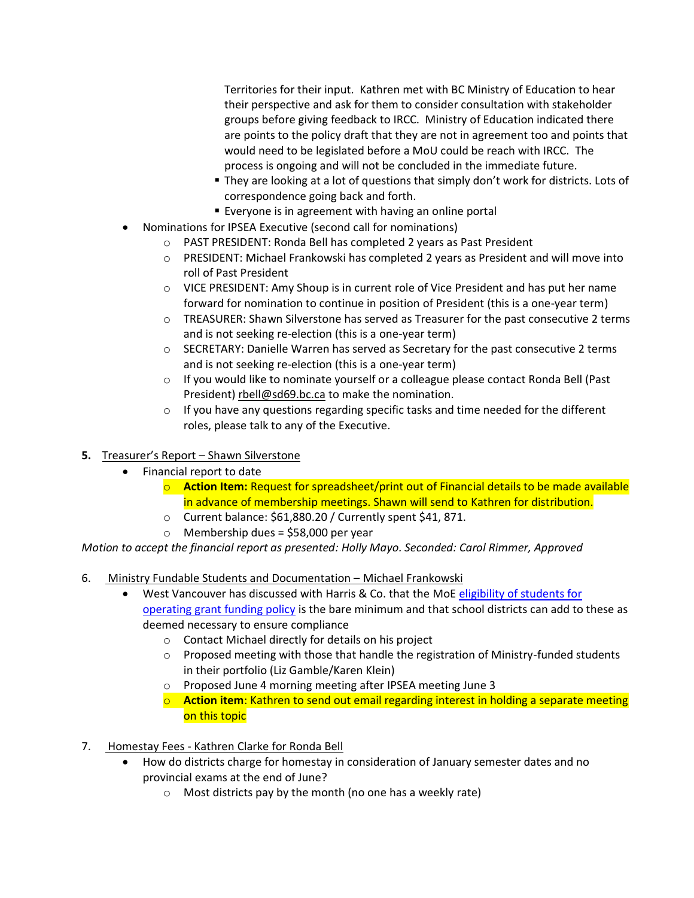Territories for their input. Kathren met with BC Ministry of Education to hear their perspective and ask for them to consider consultation with stakeholder groups before giving feedback to IRCC. Ministry of Education indicated there are points to the policy draft that they are not in agreement too and points that would need to be legislated before a MoU could be reach with IRCC. The process is ongoing and will not be concluded in the immediate future.

- They are looking at a lot of questions that simply don't work for districts. Lots of correspondence going back and forth.
- Everyone is in agreement with having an online portal

- Nominations for IPSEA Executive (second call for nominations)
  - PAST PRESIDENT: Ronda Bell has completed 2 years as Past President
  - PRESIDENT: Michael Frankowski has completed 2 years as President and will move into roll of Past President
  - VICE PRESIDENT: Amy Shoup is in current role of Vice President and has put her name forward for nomination to continue in position of President (this is a one-year term)
  - TREASURER: Shawn Silverstone has served as Treasurer for the past consecutive 2 terms and is not seeking re-election (this is a one-year term)
  - SECRETARY: Danielle Warren has served as Secretary for the past consecutive 2 terms and is not seeking re-election (this is a one-year term)
  - If you would like to nominate yourself or a colleague please contact Ronda Bell (Past President) rbell@sd69.bc.ca to make the nomination.
  - If you have any questions regarding specific tasks and time needed for the different roles, please talk to any of the Executive.

**5.** Treasurer's Report – Shawn Silverstone

- Financial report to date
  - **Action Item:** Request for spreadsheet/print out of Financial details to be made available in advance of membership meetings. Shawn will send to Kathren for distribution.
  - Current balance: $61,880.20 / Currently spent $41, 871.
  - Membership dues = $58,000 per year

*Motion to accept the financial report as presented: Holly Mayo. Seconded: Carol Rimmer, Approved*

6. Ministry Fundable Students and Documentation – Michael Frankowski

- West Vancouver has discussed with Harris & Co. that the MoE eligibility of students for operating grant funding policy is the bare minimum and that school districts can add to these as deemed necessary to ensure compliance
  - Contact Michael directly for details on his project
  - Proposed meeting with those that handle the registration of Ministry-funded students in their portfolio (Liz Gamble/Karen Klein)
  - Proposed June 4 morning meeting after IPSEA meeting June 3
  - **Action item**: Kathren to send out email regarding interest in holding a separate meeting on this topic

7. Homestay Fees - Kathren Clarke for Ronda Bell

- How do districts charge for homestay in consideration of January semester dates and no provincial exams at the end of June?
  - Most districts pay by the month (no one has a weekly rate)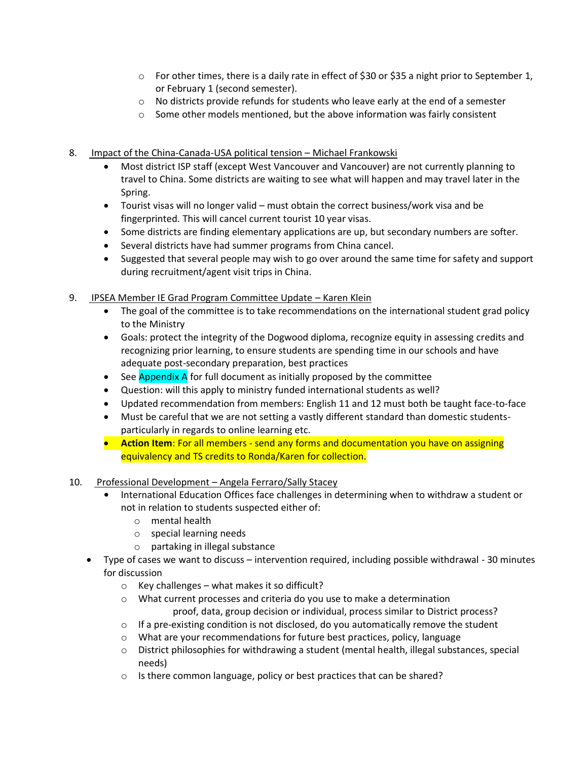- For other times, there is a daily rate in effect of $30 or $35 a night prior to September 1, or February 1 (second semester).
  - No districts provide refunds for students who leave early at the end of a semester
  - Some other models mentioned, but the above information was fairly consistent

8. Impact of the China-Canada-USA political tension – Michael Frankowski
   - Most district ISP staff (except West Vancouver and Vancouver) are not currently planning to travel to China. Some districts are waiting to see what will happen and may travel later in the Spring.
   - Tourist visas will no longer valid – must obtain the correct business/work visa and be fingerprinted. This will cancel current tourist 10 year visas.
   - Some districts are finding elementary applications are up, but secondary numbers are softer.
   - Several districts have had summer programs from China cancel.
   - Suggested that several people may wish to go over around the same time for safety and support during recruitment/agent visit trips in China.

9. IPSEA Member IE Grad Program Committee Update – Karen Klein
   - The goal of the committee is to take recommendations on the international student grad policy to the Ministry
   - Goals: protect the integrity of the Dogwood diploma, recognize equity in assessing credits and recognizing prior learning, to ensure students are spending time in our schools and have adequate post-secondary preparation, best practices
   - See Appendix A for full document as initially proposed by the committee
   - Question: will this apply to ministry funded international students as well?
   - Updated recommendation from members: English 11 and 12 must both be taught face-to-face
   - Must be careful that we are not setting a vastly different standard than domestic students- particularly in regards to online learning etc.
   - **Action Item**: For all members - send any forms and documentation you have on assigning equivalency and TS credits to Ronda/Karen for collection.

10. Professional Development – Angela Ferraro/Sally Stacey
    - International Education Offices face challenges in determining when to withdraw a student or not in relation to students suspected either of:
      - mental health
      - special learning needs
      - partaking in illegal substance

- Type of cases we want to discuss – intervention required, including possible withdrawal - 30 minutes for discussion
  - Key challenges – what makes it so difficult?
  - What current processes and criteria do you use to make a determination
    proof, data, group decision or individual, process similar to District process?
  - If a pre-existing condition is not disclosed, do you automatically remove the student
  - What are your recommendations for future best practices, policy, language
  - District philosophies for withdrawing a student (mental health, illegal substances, special needs)
  - Is there common language, policy or best practices that can be shared?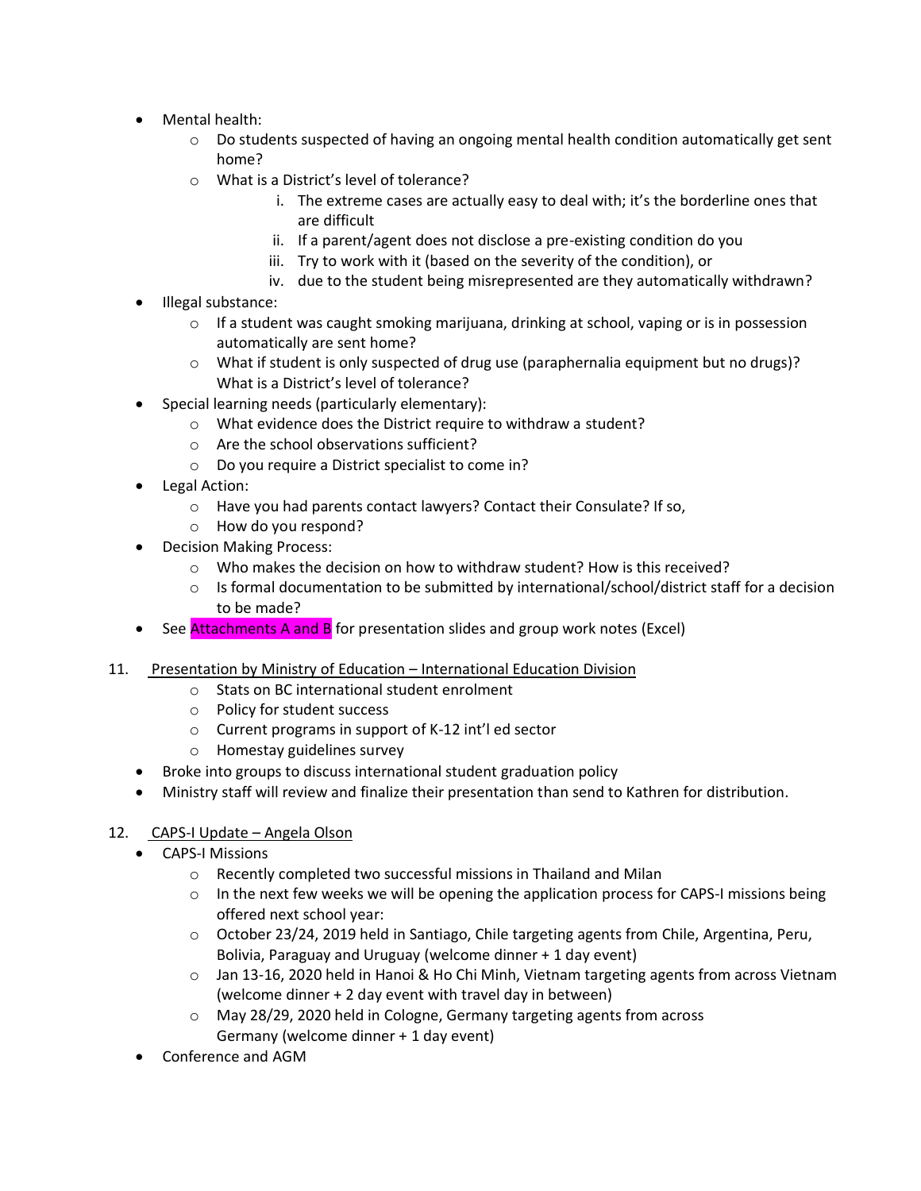- Mental health:
  - Do students suspected of having an ongoing mental health condition automatically get sent home?
  - What is a District's level of tolerance?
    1. The extreme cases are actually easy to deal with; it's the borderline ones that are difficult
    2. If a parent/agent does not disclose a pre-existing condition do you
    3. Try to work with it (based on the severity of the condition), or
    4. due to the student being misrepresented are they automatically withdrawn?
- Illegal substance:
  - If a student was caught smoking marijuana, drinking at school, vaping or is in possession automatically are sent home?
  - What if student is only suspected of drug use (paraphernalia equipment but no drugs)? What is a District's level of tolerance?
- Special learning needs (particularly elementary):
  - What evidence does the District require to withdraw a student?
  - Are the school observations sufficient?
  - Do you require a District specialist to come in?
- Legal Action:
  - Have you had parents contact lawyers? Contact their Consulate? If so,
  - How do you respond?
- Decision Making Process:
  - Who makes the decision on how to withdraw student? How is this received?
  - Is formal documentation to be submitted by international/school/district staff for a decision to be made?
- See Attachments A and B for presentation slides and group work notes (Excel)

11. Presentation by Ministry of Education – International Education Division
    - Stats on BC international student enrolment
    - Policy for student success
    - Current programs in support of K-12 int'l ed sector
    - Homestay guidelines survey
    - Broke into groups to discuss international student graduation policy
    - Ministry staff will review and finalize their presentation than send to Kathren for distribution.

12. CAPS-I Update – Angela Olson
    - CAPS-I Missions
      - Recently completed two successful missions in Thailand and Milan
      - In the next few weeks we will be opening the application process for CAPS-I missions being offered next school year:
      - October 23/24, 2019 held in Santiago, Chile targeting agents from Chile, Argentina, Peru, Bolivia, Paraguay and Uruguay (welcome dinner + 1 day event)
      - Jan 13-16, 2020 held in Hanoi & Ho Chi Minh, Vietnam targeting agents from across Vietnam (welcome dinner + 2 day event with travel day in between)
      - May 28/29, 2020 held in Cologne, Germany targeting agents from across Germany (welcome dinner + 1 day event)
    - Conference and AGM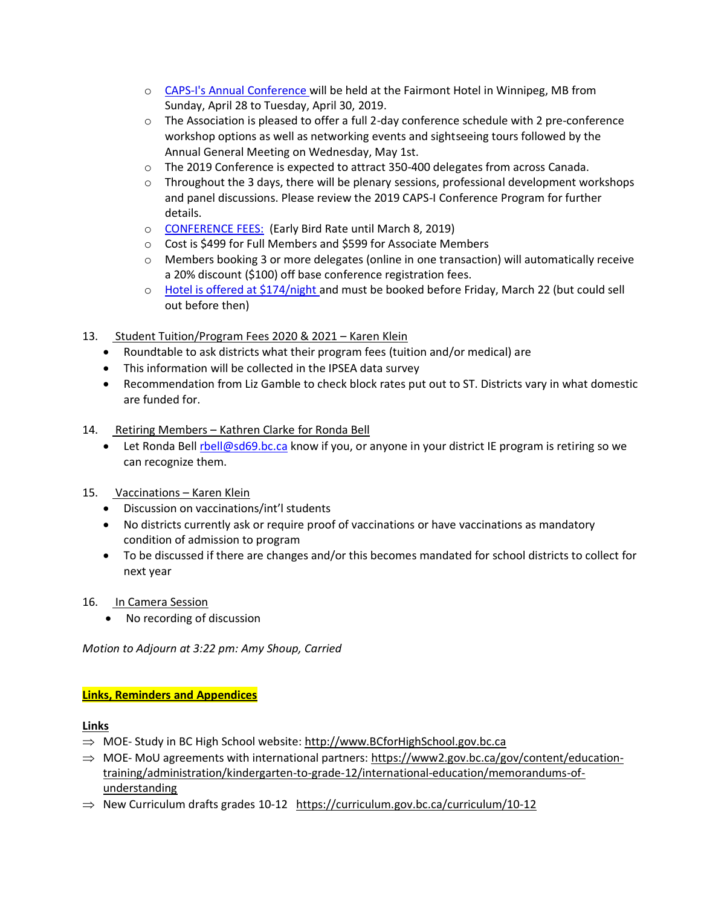- [CAPS-I's Annual Conference](#) will be held at the Fairmont Hotel in Winnipeg, MB from Sunday, April 28 to Tuesday, April 30, 2019.
- The Association is pleased to offer a full 2-day conference schedule with 2 pre-conference workshop options as well as networking events and sightseeing tours followed by the Annual General Meeting on Wednesday, May 1st.
- The 2019 Conference is expected to attract 350-400 delegates from across Canada.
- Throughout the 3 days, there will be plenary sessions, professional development workshops and panel discussions. Please review the 2019 CAPS-I Conference Program for further details.
- [CONFERENCE FEES:](#) (Early Bird Rate until March 8, 2019)
- Cost is $499 for Full Members and $599 for Associate Members
- Members booking 3 or more delegates (online in one transaction) will automatically receive a 20% discount ($100) off base conference registration fees.
- [Hotel is offered at $174/night](#) and must be booked before Friday, March 22 (but could sell out before then)

13. <u>Student Tuition/Program Fees 2020 & 2021 – Karen Klein</u>
    - Roundtable to ask districts what their program fees (tuition and/or medical) are
    - This information will be collected in the IPSEA data survey
    - Recommendation from Liz Gamble to check block rates put out to ST. Districts vary in what domestic are funded for.

14. <u>Retiring Members – Kathren Clarke for Ronda Bell</u>
    - Let Ronda Bell rbell@sd69.bc.ca know if you, or anyone in your district IE program is retiring so we can recognize them.

15. <u>Vaccinations – Karen Klein</u>
    - Discussion on vaccinations/int'l students
    - No districts currently ask or require proof of vaccinations or have vaccinations as mandatory condition of admission to program
    - To be discussed if there are changes and/or this becomes mandated for school districts to collect for next year

16. <u>In Camera Session</u>
    - No recording of discussion

*Motion to Adjourn at 3:22 pm: Amy Shoup, Carried*

**<u>Links, Reminders and Appendices</u>**

**<u>Links</u>**

⇒ MOE- Study in BC High School website: http://www.BCforHighSchool.gov.bc.ca

⇒ MOE- MoU agreements with international partners: https://www2.gov.bc.ca/gov/content/education-training/administration/kindergarten-to-grade-12/international-education/memorandums-of-understanding

⇒ New Curriculum drafts grades 10-12 https://curriculum.gov.bc.ca/curriculum/10-12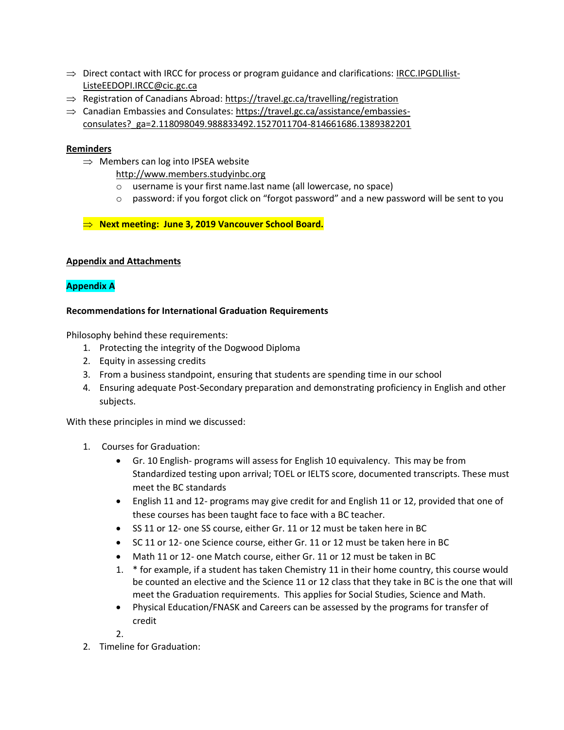- ⇒ Direct contact with IRCC for process or program guidance and clarifications: IRCC.IPGDLIlist-ListeEEDOPI.IRCC@cic.gc.ca
- ⇒ Registration of Canadians Abroad: https://travel.gc.ca/travelling/registration
- ⇒ Canadian Embassies and Consulates: https://travel.gc.ca/assistance/embassies-consulates?_ga=2.118098049.988833492.1527011704-814661686.1389382201

**Reminders**

- ⇒ Members can log into IPSEA website http://www.members.studyinbc.org
  - username is your first name.last name (all lowercase, no space)
  - password: if you forgot click on "forgot password" and a new password will be sent to you

- ⇒ **Next meeting: June 3, 2019 Vancouver School Board.**

**Appendix and Attachments**

**Appendix A**

**Recommendations for International Graduation Requirements**

Philosophy behind these requirements:

1. Protecting the integrity of the Dogwood Diploma
2. Equity in assessing credits
3. From a business standpoint, ensuring that students are spending time in our school
4. Ensuring adequate Post-Secondary preparation and demonstrating proficiency in English and other subjects.

With these principles in mind we discussed:

1. Courses for Graduation:
   - Gr. 10 English- programs will assess for English 10 equivalency. This may be from Standardized testing upon arrival; TOEL or IELTS score, documented transcripts. These must meet the BC standards
   - English 11 and 12- programs may give credit for and English 11 or 12, provided that one of these courses has been taught face to face with a BC teacher.
   - SS 11 or 12- one SS course, either Gr. 11 or 12 must be taken here in BC
   - SC 11 or 12- one Science course, either Gr. 11 or 12 must be taken here in BC
   - Math 11 or 12- one Match course, either Gr. 11 or 12 must be taken in BC
   1. * for example, if a student has taken Chemistry 11 in their home country, this course would be counted an elective and the Science 11 or 12 class that they take in BC is the one that will meet the Graduation requirements. This applies for Social Studies, Science and Math.
   - Physical Education/FNASK and Careers can be assessed by the programs for transfer of credit
   2.
2. Timeline for Graduation: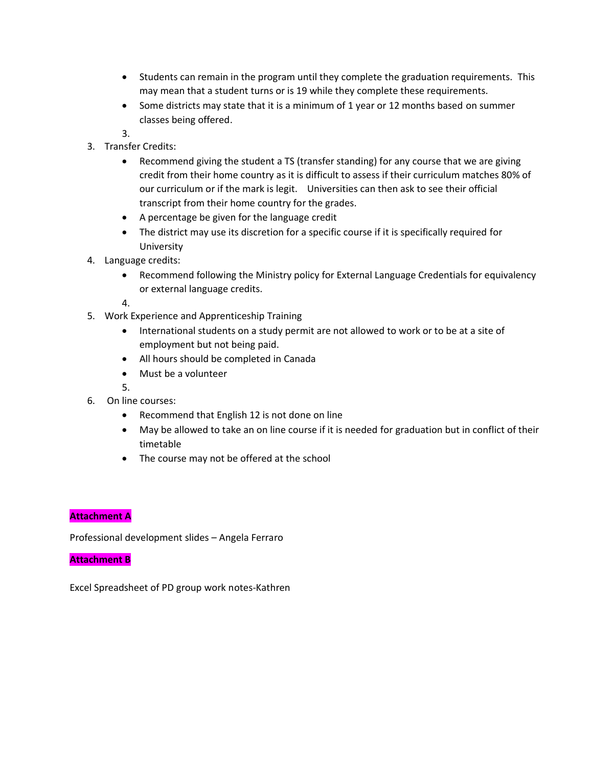- Students can remain in the program until they complete the graduation requirements. This may mean that a student turns or is 19 while they complete these requirements.
- Some districts may state that it is a minimum of 1 year or 12 months based on summer classes being offered.

3.

3. Transfer Credits:
   - Recommend giving the student a TS (transfer standing) for any course that we are giving credit from their home country as it is difficult to assess if their curriculum matches 80% of our curriculum or if the mark is legit. Universities can then ask to see their official transcript from their home country for the grades.
   - A percentage be given for the language credit
   - The district may use its discretion for a specific course if it is specifically required for University
4. Language credits:
   - Recommend following the Ministry policy for External Language Credentials for equivalency or external language credits.

   4.
5. Work Experience and Apprenticeship Training
   - International students on a study permit are not allowed to work or to be at a site of employment but not being paid.
   - All hours should be completed in Canada
   - Must be a volunteer

   5.
6. On line courses:
   - Recommend that English 12 is not done on line
   - May be allowed to take an on line course if it is needed for graduation but in conflict of their timetable
   - The course may not be offered at the school

**Attachment A**

Professional development slides – Angela Ferraro

**Attachment B**

Excel Spreadsheet of PD group work notes-Kathren